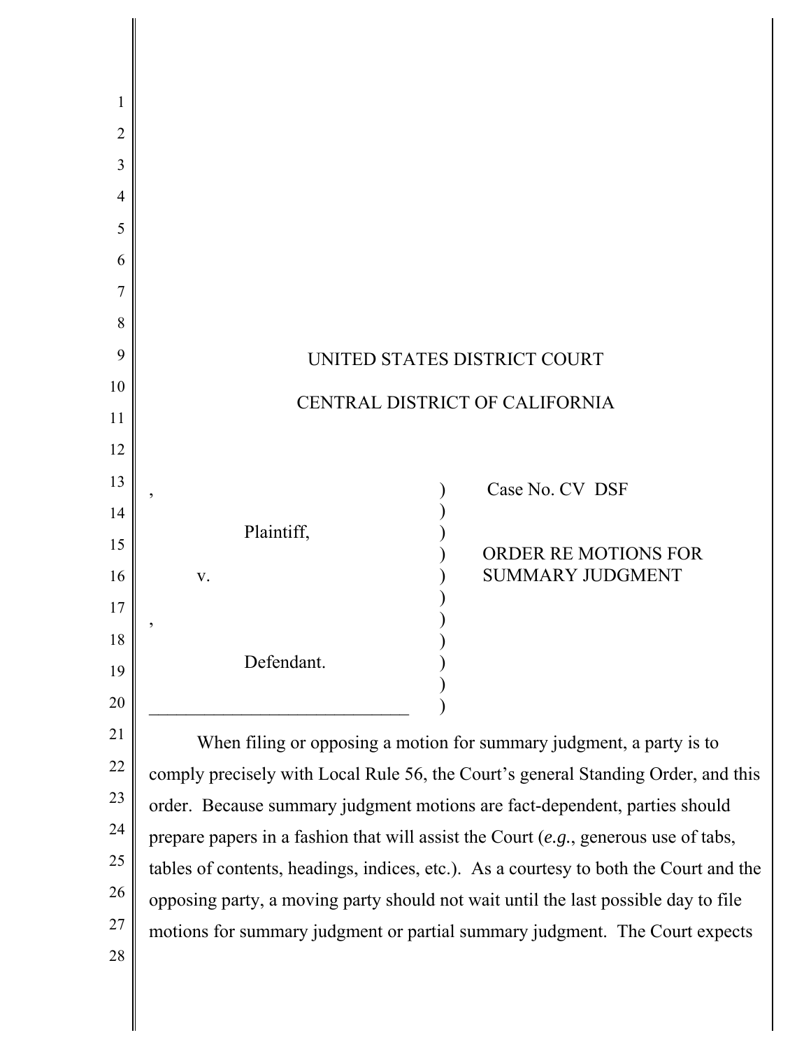UNITED STATES DISTRICT COURT

CENTRAL DISTRICT OF CALIFORNIA

| | |
|---|---|
| , Plaintiff, v. , Defendant. | Case No. CV DSF<br><br>ORDER RE MOTIONS FOR SUMMARY JUDGMENT |

When filing or opposing a motion for summary judgment, a party is to comply precisely with Local Rule 56, the Court's general Standing Order, and this order. Because summary judgment motions are fact-dependent, parties should prepare papers in a fashion that will assist the Court (*e.g.*, generous use of tabs, tables of contents, headings, indices, etc.). As a courtesy to both the Court and the opposing party, a moving party should not wait until the last possible day to file motions for summary judgment or partial summary judgment. The Court expects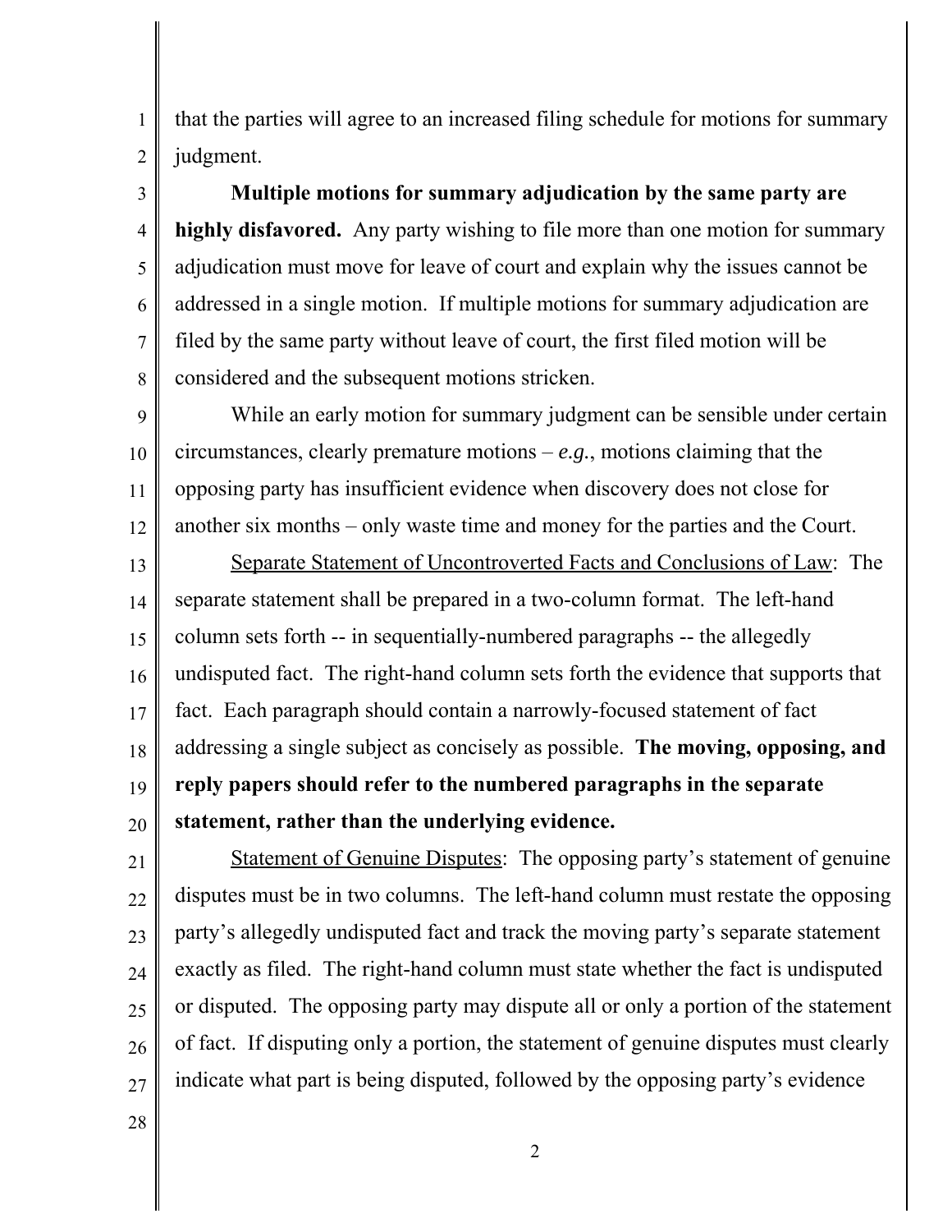that the parties will agree to an increased filing schedule for motions for summary judgment.

**Multiple motions for summary adjudication by the same party are highly disfavored.** Any party wishing to file more than one motion for summary adjudication must move for leave of court and explain why the issues cannot be addressed in a single motion. If multiple motions for summary adjudication are filed by the same party without leave of court, the first filed motion will be considered and the subsequent motions stricken.

While an early motion for summary judgment can be sensible under certain circumstances, clearly premature motions – ***e.g.***, motions claiming that the opposing party has insufficient evidence when discovery does not close for another six months – only waste time and money for the parties and the Court.

<u>Separate Statement of Uncontroverted Facts and Conclusions of Law</u>: The separate statement shall be prepared in a two-column format. The left-hand column sets forth -- in sequentially-numbered paragraphs -- the allegedly undisputed fact. The right-hand column sets forth the evidence that supports that fact. Each paragraph should contain a narrowly-focused statement of fact addressing a single subject as concisely as possible. **The moving, opposing, and reply papers should refer to the numbered paragraphs in the separate statement, rather than the underlying evidence.**

<u>Statement of Genuine Disputes</u>: The opposing party's statement of genuine disputes must be in two columns. The left-hand column must restate the opposing party's allegedly undisputed fact and track the moving party's separate statement exactly as filed. The right-hand column must state whether the fact is undisputed or disputed. The opposing party may dispute all or only a portion of the statement of fact. If disputing only a portion, the statement of genuine disputes must clearly indicate what part is being disputed, followed by the opposing party's evidence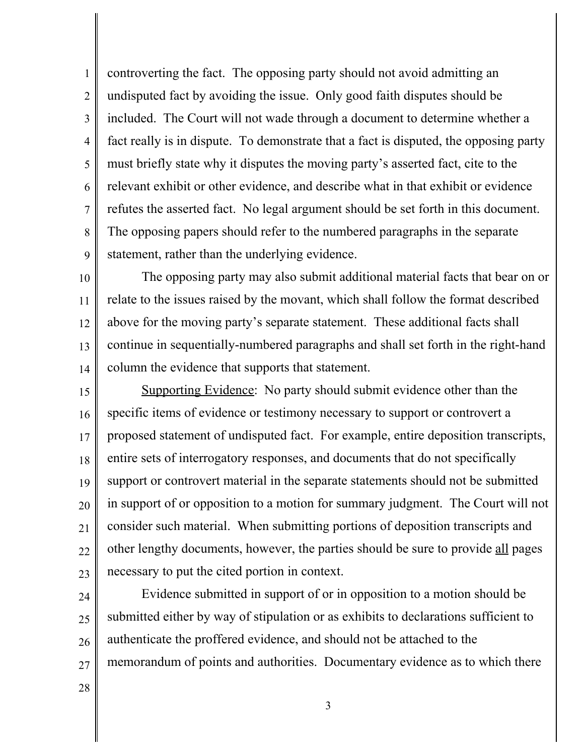controverting the fact. The opposing party should not avoid admitting an undisputed fact by avoiding the issue. Only good faith disputes should be included. The Court will not wade through a document to determine whether a fact really is in dispute. To demonstrate that a fact is disputed, the opposing party must briefly state why it disputes the moving party's asserted fact, cite to the relevant exhibit or other evidence, and describe what in that exhibit or evidence refutes the asserted fact. No legal argument should be set forth in this document. The opposing papers should refer to the numbered paragraphs in the separate statement, rather than the underlying evidence.

The opposing party may also submit additional material facts that bear on or relate to the issues raised by the movant, which shall follow the format described above for the moving party's separate statement. These additional facts shall continue in sequentially-numbered paragraphs and shall set forth in the right-hand column the evidence that supports that statement.

Supporting Evidence: No party should submit evidence other than the specific items of evidence or testimony necessary to support or controvert a proposed statement of undisputed fact. For example, entire deposition transcripts, entire sets of interrogatory responses, and documents that do not specifically support or controvert material in the separate statements should not be submitted in support of or opposition to a motion for summary judgment. The Court will not consider such material. When submitting portions of deposition transcripts and other lengthy documents, however, the parties should be sure to provide all pages necessary to put the cited portion in context.

Evidence submitted in support of or in opposition to a motion should be submitted either by way of stipulation or as exhibits to declarations sufficient to authenticate the proffered evidence, and should not be attached to the memorandum of points and authorities. Documentary evidence as to which there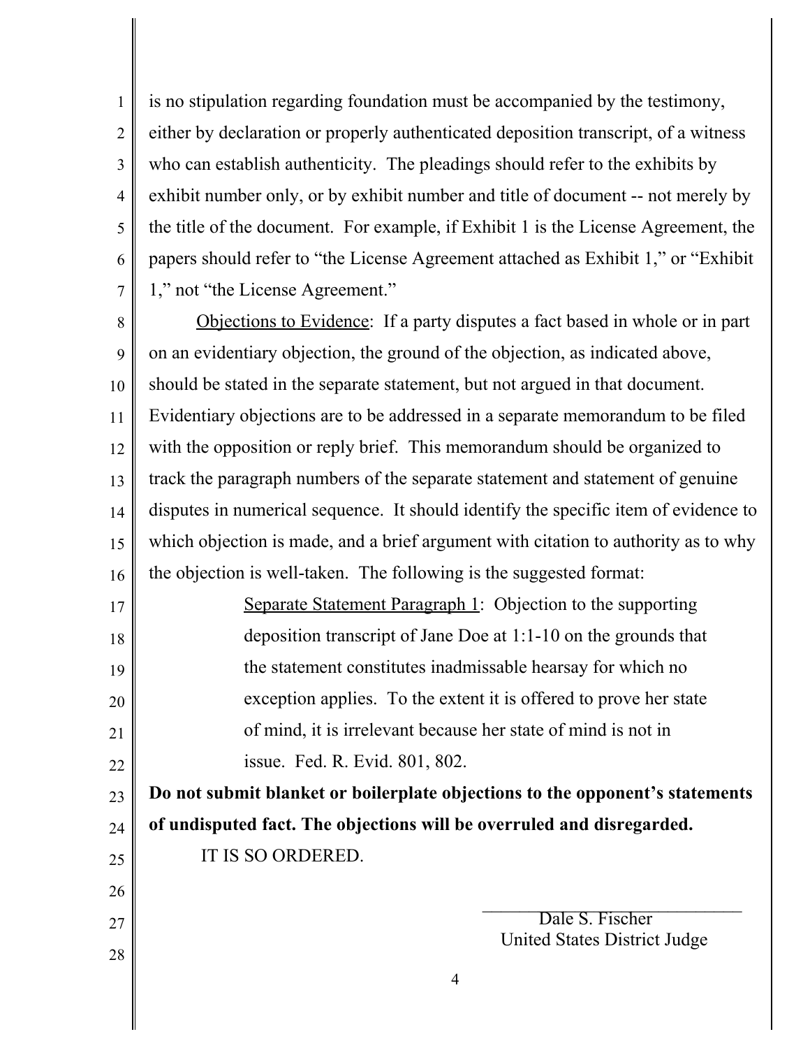is no stipulation regarding foundation must be accompanied by the testimony, either by declaration or properly authenticated deposition transcript, of a witness who can establish authenticity. The pleadings should refer to the exhibits by exhibit number only, or by exhibit number and title of document -- not merely by the title of the document. For example, if Exhibit 1 is the License Agreement, the papers should refer to "the License Agreement attached as Exhibit 1," or "Exhibit 1," not "the License Agreement."

<u>Objections to Evidence</u>: If a party disputes a fact based in whole or in part on an evidentiary objection, the ground of the objection, as indicated above, should be stated in the separate statement, but not argued in that document. Evidentiary objections are to be addressed in a separate memorandum to be filed with the opposition or reply brief. This memorandum should be organized to track the paragraph numbers of the separate statement and statement of genuine disputes in numerical sequence. It should identify the specific item of evidence to which objection is made, and a brief argument with citation to authority as to why the objection is well-taken. The following is the suggested format:

> <u>Separate Statement Paragraph 1</u>: Objection to the supporting deposition transcript of Jane Doe at 1:1-10 on the grounds that the statement constitutes inadmissable hearsay for which no exception applies. To the extent it is offered to prove her state of mind, it is irrelevant because her state of mind is not in issue. Fed. R. Evid. 801, 802.

**Do not submit blanket or boilerplate objections to the opponent's statements of undisputed fact. The objections will be overruled and disregarded.**

IT IS SO ORDERED.

Dale S. Fischer
United States District Judge